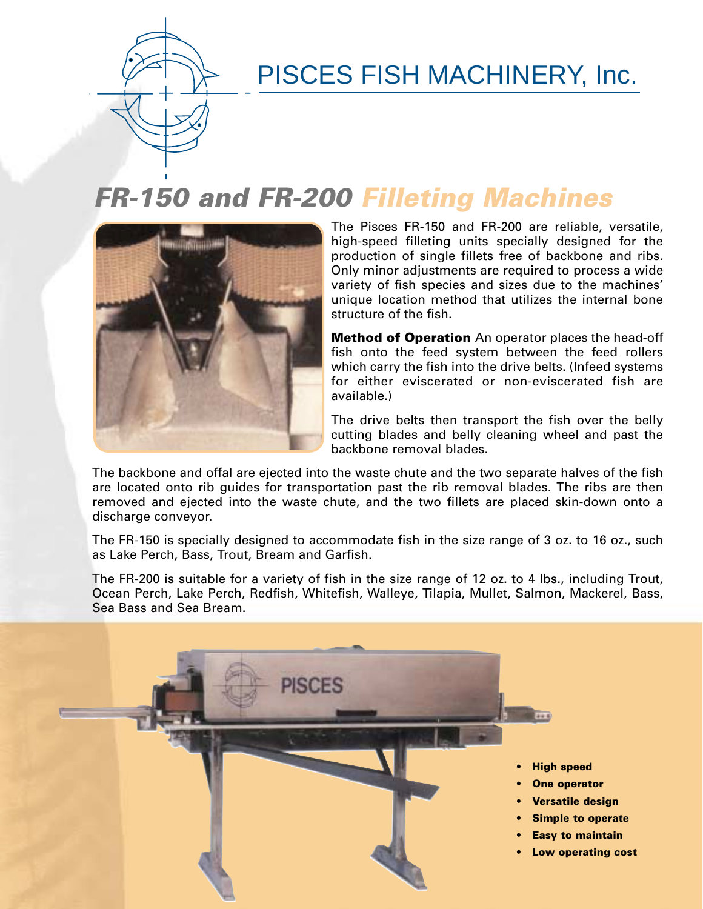# PISCES FISH MACHINERY, Inc.

## *FR-150 and FR-200 Filleting Machines*

The Pisces FR-150 and FR-200 are reliable, versatile, high-speed filleting units specially designed for the production of single fillets free of backbone and ribs. Only minor adjustments are required to process a wide variety of fish species and sizes due to the machines' unique location method that utilizes the internal bone structure of the fish.

**Method of Operation** An operator places the head-off fish onto the feed system between the feed rollers which carry the fish into the drive belts. (Infeed systems for either eviscerated or non-eviscerated fish are available.)

The drive belts then transport the fish over the belly cutting blades and belly cleaning wheel and past the backbone removal blades.

The backbone and offal are ejected into the waste chute and the two separate halves of the fish are located onto rib guides for transportation past the rib removal blades. The ribs are then removed and ejected into the waste chute, and the two fillets are placed skin-down onto a discharge conveyor.

The FR-150 is specially designed to accommodate fish in the size range of 3 oz. to 16 oz., such as Lake Perch, Bass, Trout, Bream and Garfish.

The FR-200 is suitable for a variety of fish in the size range of 12 oz. to 4 lbs., including Trout, Ocean Perch, Lake Perch, Redfish, Whitefish, Walleye, Tilapia, Mullet, Salmon, Mackerel, Bass, Sea Bass and Sea Bream.

- **High speed**
- **One operator**
- **Versatile design**
- **Simple to operate**
- **Easy to maintain**
- **Low operating cost**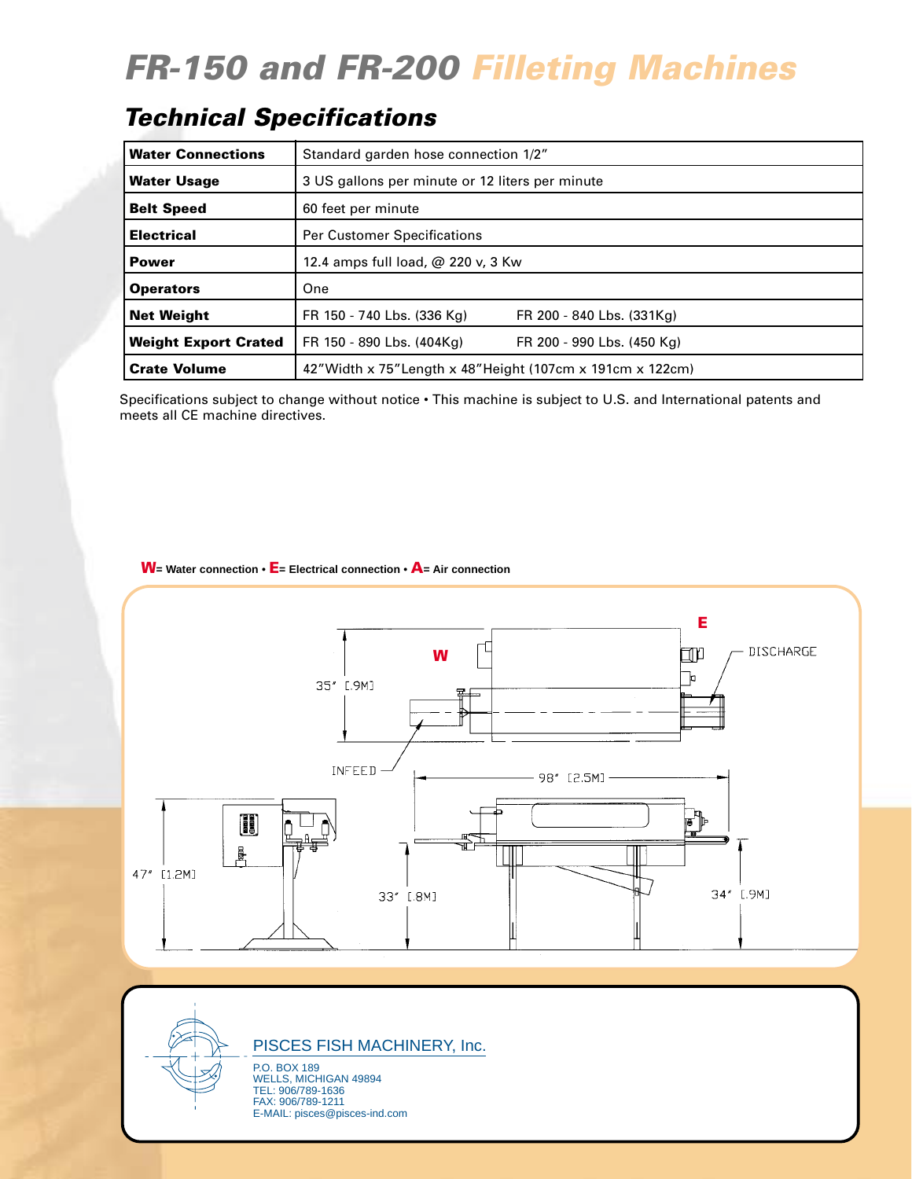# FR-150 and FR-200 Filleting Machines

## Technical Specifications

| | |
|---|---|
| **Water Connections** | Standard garden hose connection 1/2″ |
| **Water Usage** | 3 US gallons per minute or 12 liters per minute |
| **Belt Speed** | 60 feet per minute |
| **Electrical** | Per Customer Specifications |
| **Power** | 12.4 amps full load, @ 220 v, 3 Kw |
| **Operators** | One |
| **Net Weight** | FR 150 - 740 Lbs. (336 Kg)     FR 200 - 840 Lbs. (331Kg) |
| **Weight Export Crated** | FR 150 - 890 Lbs. (404Kg)     FR 200 - 990 Lbs. (450 Kg) |
| **Crate Volume** | 42″Width x 75″Length x 48″Height (107cm x 191cm x 122cm) |

Specifications subject to change without notice • This machine is subject to U.S. and International patents and meets all CE machine directives.

**W**= Water connection • **E**= Electrical connection • **A**= Air connection

E
W
DISCHARGE
35″ [.9M]
INFEED
98″ [2.5M]
47″ [1.2M]
33″ [.8M]
34″ [.9M]

PISCES FISH MACHINERY, Inc.

P.O. BOX 189
WELLS, MICHIGAN 49894
TEL: 906/789-1636
FAX: 906/789-1211
E-MAIL: pisces@pisces-ind.com